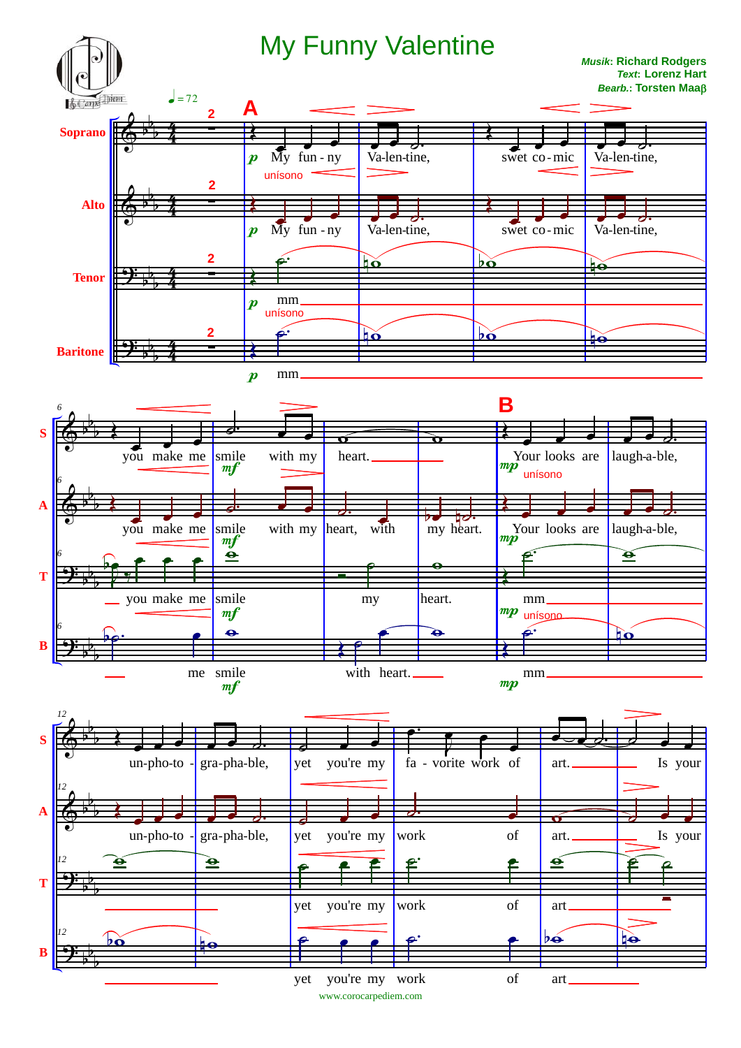# My Funny Valentine

**Musik**: Richard Rodgers
**Text**: Lorenz Hart
**Bearb.**: Torsten Maaβ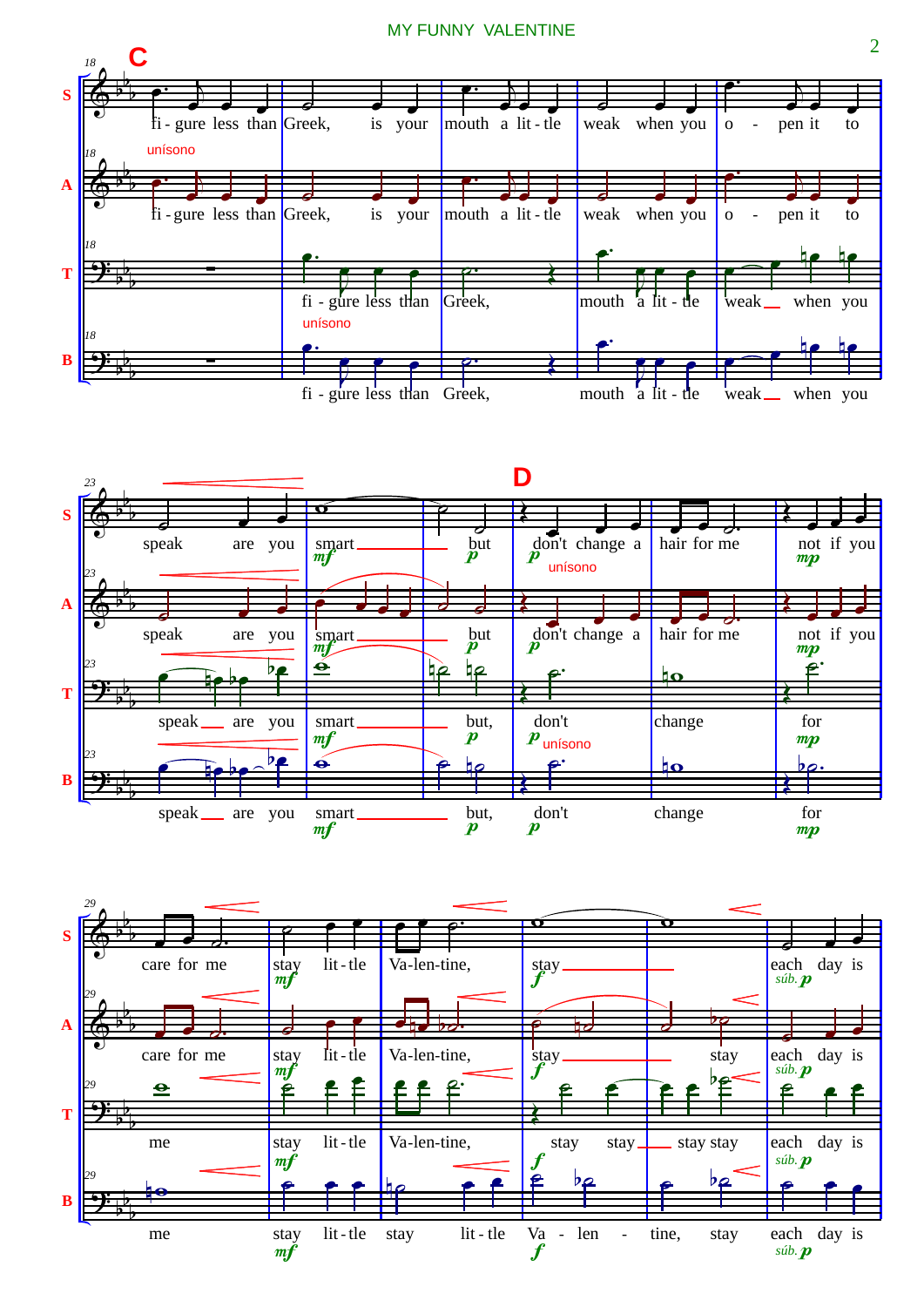MY FUNNY VALENTINE

C

S: fi - gure less than Greek, is your mouth a lit - tle weak when you o - pen it to

A: unísono — fi - gure less than Greek, is your mouth a lit - tle weak when you o - pen it to

T: fi - gure less than Greek, mouth a lit - tle weak when you — unísono

B: fi - gure less than Greek, mouth a lit - tle weak when you

S: speak are you smart *mf* but *p*

D

S: don't change a *p* unísono hair for me not if you *mp*

A: speak are you smart *mf* but *p* don't change a *p* hair for me not if you *mp*

T: speak are you smart *mf* but, *p* don't *p* unísono change for *mp*

B: speak are you smart *mf* but, *p* don't *p* change for *mp*

S: care for me stay *mf* lit - tle Va-len-tine, stay *f* each *súb. p* day is

A: care for me stay *mf* lit - tle Va-len-tine, stay *f* stay each *súb. p* day is

T: me stay *mf* lit - tle Va-len-tine, stay *f* stay stay stay each *súb. p* day is

B: me stay *mf* lit - tle stay lit - tle Va - len - tine, *f* stay each *súb. p* day is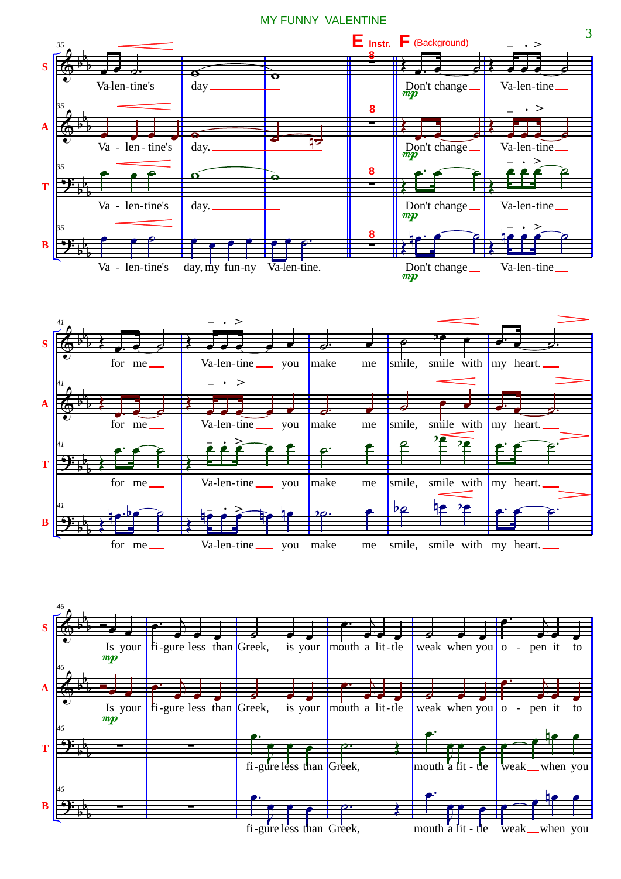MY FUNNY VALENTINE

**E** Instr. **F** (Background)

Va-len-tine's day

Va - len - tine's day.

Va - len-tine's day.

Va - len-tine's day, my fun-ny Va-len-tine.

Don't change Va-len-tine for me Va-len-tine you make me smile, smile with my heart.

Is your fi-gure less than Greek, is your mouth a lit-tle weak when you o - pen it to

fi-gure less than Greek, mouth a lit - tle weak when you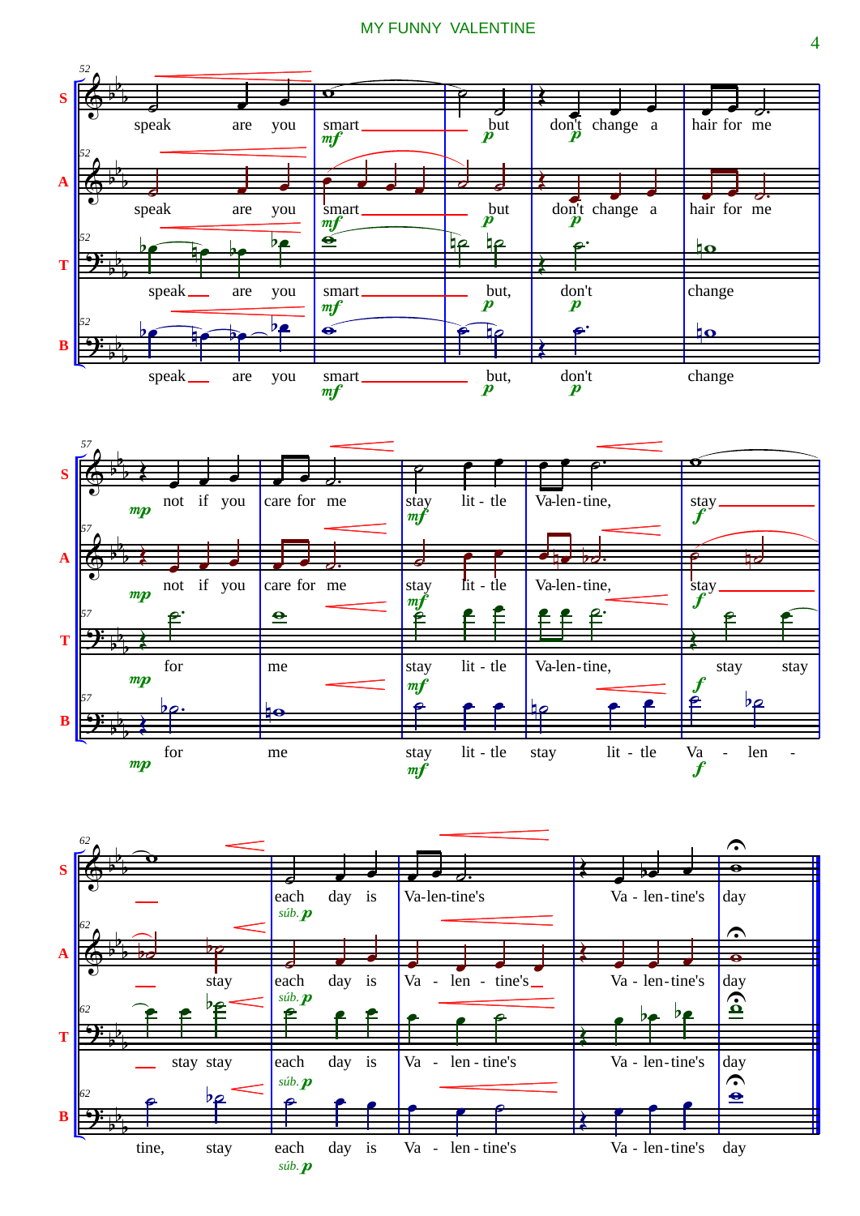MY FUNNY VALENTINE